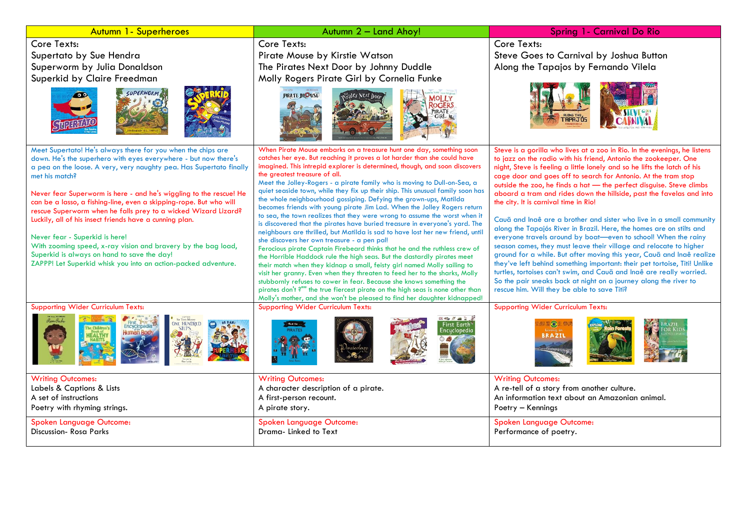| Autumn 1- Superheroes | Autumn 2 – Land Ahoy! | Spring 1- Carnival Do Rio |
|---|---|---|
| Core Texts:<br>Supertato by Sue Hendra<br>Superworm by Julia Donaldson<br>Superkid by Claire Freedman | Core Texts:<br>Pirate Mouse by Kirstie Watson<br>The Pirates Next Door by Johnny Duddle<br>Molly Rogers Pirate Girl by Cornelia Funke | Core Texts:<br>Steve Goes to Carnival by Joshua Button<br>Along the Tapajos by Fernando Vilela |
| Meet Supertato! He's always there for you when the chips are down. He's the superhero with eyes everywhere - but now there's a pea on the loose. A very, very naughty pea. Has Supertato finally met his match?<br><br>Never fear Superworm is here - and he's wiggling to the rescue! He can be a lasso, a fishing-line, even a skipping-rope. But who will rescue Superworm when he falls prey to a wicked Wizard Lizard? Luckily, all of his insect friends have a cunning plan.<br><br>Never fear - Superkid is here!<br>With zooming speed, x-ray vision and bravery by the bag load, Superkid is always on hand to save the day!<br>ZAPPP! Let Superkid whisk you into an action-packed adventure. | When Pirate Mouse embarks on a treasure hunt one day, something soon catches her eye. But reaching it proves a lot harder than she could have imagined. This intrepid explorer is determined, though, and soon discovers the greatest treasure of all.<br>Meet the Jolley-Rogers - a pirate family who is moving to Dull-on-Sea, a quiet seaside town, while they fix up their ship. This unusual family soon has the whole neighbourhood gossiping. Defying the grown-ups, Matilda becomes friends with young pirate Jim Lad. When the Jolley Rogers return to sea, the town realizes that they were wrong to assume the worst when it is discovered that the pirates have buried treasure in everyone's yard. The neighbours are thrilled, but Matilda is sad to have lost her new friend, until she discovers her own treasure - a pen pal!<br>Ferocious pirate Captain Firebeard thinks that he and the ruthless crew of the Horrible Haddock rule the high seas. But the dastardly pirates meet their match when they kidnap a small, feisty girl named Molly sailing to visit her granny. Even when they threaten to feed her to the sharks, Molly stubbornly refuses to cower in fear. Because she knows something the pirates don't ?"" the true fiercest pirate on the high seas is none other than Molly's mother, and she won't be pleased to find her daughter kidnapped! | Steve is a gorilla who lives at a zoo in Rio. In the evenings, he listens to jazz on the radio with his friend, Antonio the zookeeper. One night, Steve is feeling a little lonely and so he lifts the latch of his cage door and goes off to search for Antonio. At the tram stop outside the zoo, he finds a hat — the perfect disguise. Steve climbs aboard a tram and rides down the hillside, past the favelas and into the city. It is carnival time in Rio!<br><br>Cauã and Inaê are a brother and sister who live in a small community along the Tapajós River in Brazil. Here, the homes are on stilts and everyone travels around by boat—even to school! When the rainy season comes, they must leave their village and relocate to higher ground for a while. But after moving this year, Cauã and Inaê realize they've left behind something important: their pet tortoise, Titi! Unlike turtles, tortoises can't swim, and Cauã and Inaê are really worried. So the pair sneaks back at night on a journey along the river to rescue him. Will they be able to save Titi? |
| Supporting Wider Curriculum Texts: | Supporting Wider Curriculum Texts: | Supporting Wider Curriculum Texts: |
| Writing Outcomes:<br>Labels & Captions & Lists<br>A set of instructions<br>Poetry with rhyming strings. | Writing Outcomes:<br>A character description of a pirate.<br>A first-person recount.<br>A pirate story. | Writing Outcomes:<br>A re-tell of a story from another culture.<br>An information text about an Amazonian animal.<br>Poetry – Kennings |
| Spoken Language Outcome:<br>Discussion- Rosa Parks | Spoken Language Outcome:<br>Drama- Linked to Text | Spoken Language Outcome:<br>Performance of poetry. |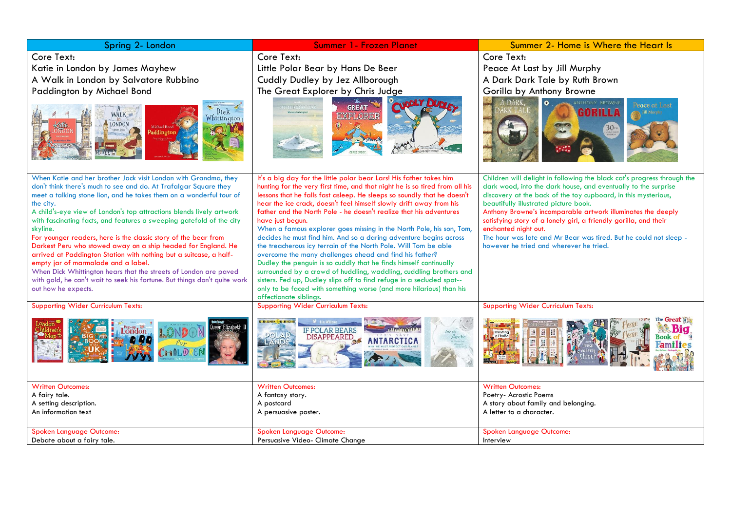| Spring 2- London | Summer 1- Frozen Planet | Summer 2- Home is Where the Heart Is |
|---|---|---|
| Core Text:<br>Katie in London by James Mayhew<br>A Walk in London by Salvatore Rubbino<br>Paddington by Michael Bond | Core Text:<br>Little Polar Bear by Hans De Beer<br>Cuddly Dudley by Jez Allborough<br>The Great Explorer by Chris Judge | Core Text:<br>Peace At Last by Jill Murphy<br>A Dark Dark Tale by Ruth Brown<br>Gorilla by Anthony Browne |
| When Katie and her brother Jack visit London with Grandma, they don't think there's much to see and do. At Trafalgar Square they meet a talking stone lion, and he takes them on a wonderful tour of the city.<br>A child's-eye view of London's top attractions blends lively artwork with fascinating facts, and features a sweeping gatefold of the city skyline.<br>For younger readers, here is the classic story of the bear from Darkest Peru who stowed away on a ship headed for England. He arrived at Paddington Station with nothing but a suitcase, a half-empty jar of marmalade and a label.<br>When Dick Whittington hears that the streets of London are paved with gold, he can't wait to seek his fortune. But things don't quite work out how he expects. | It's a big day for the little polar bear Lars! His father takes him hunting for the very first time, and that night he is so tired from all his lessons that he falls fast asleep. He sleeps so soundly that he doesn't hear the ice crack, doesn't feel himself slowly drift away from his father and the North Pole - he doesn't realize that his adventures have just begun.<br>When a famous explorer goes missing in the North Pole, his son, Tom, decides he must find him. And so a daring adventure begins across the treacherous icy terrain of the North Pole. Will Tom be able overcome the many challenges ahead and find his father?<br>Dudley the penguin is so cuddly that he finds himself continually surrounded by a crowd of huddling, waddling, cuddling brothers and sisters. Fed up, Dudley slips off to find refuge in a secluded spot--only to be faced with something worse (and more hilarious) than his affectionate siblings. | Children will delight in following the black cat's progress through the dark wood, into the dark house, and eventually to the surprise discovery at the back of the toy cupboard, in this mysterious, beautifully illustrated picture book.<br>Anthony Browne's incomparable artwork illuminates the deeply satisfying story of a lonely girl, a friendly gorilla, and their enchanted night out.<br>The hour was late and Mr Bear was tired. But he could not sleep - however he tried and wherever he tried. |
| Supporting Wider Curriculum Texts: | Supporting Wider Curriculum Texts: | Supporting Wider Curriculum Texts: |
| Written Outcomes:<br>A fairy tale.<br>A setting description.<br>An information text | Written Outcomes:<br>A fantasy story.<br>A postcard<br>A persuasive poster. | Written Outcomes:<br>Poetry- Acrostic Poems<br>A story about family and belonging.<br>A letter to a character. |
| Spoken Language Outcome:<br>Debate about a fairy tale. | Spoken Language Outcome:<br>Persuasive Video- Climate Change | Spoken Language Outcome:<br>Interview |